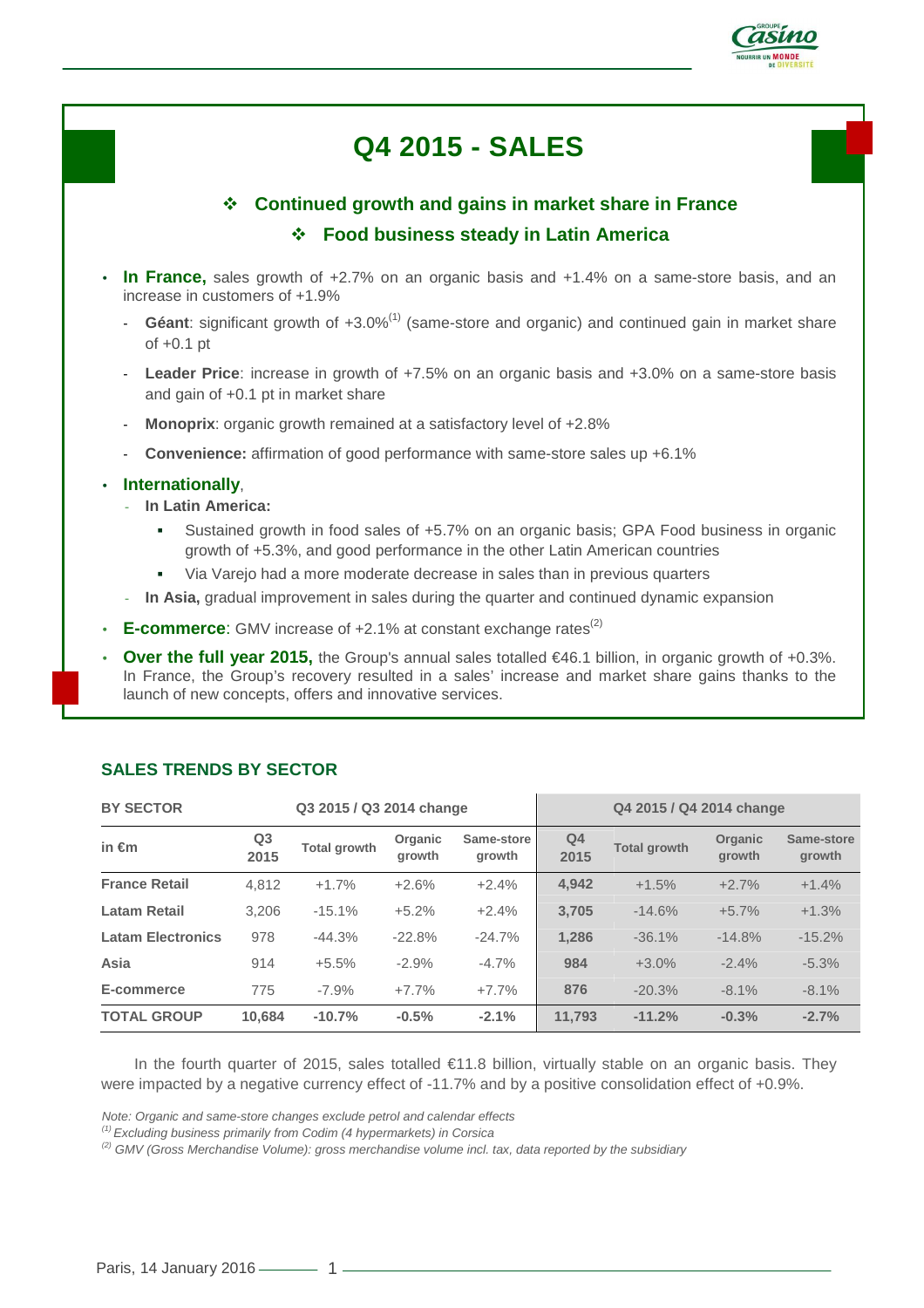# Q4 2015 - SALES

### ❖ Continued growth and gains in market share in France

### ❖ Food business steady in Latin America

- **In France,** sales growth of +2.7% on an organic basis and +1.4% on a same-store basis, and an increase in customers of +1.9%
  - **Géant**: significant growth of +3.0%[1] (same-store and organic) and continued gain in market share of +0.1 pt
  - **Leader Price**: increase in growth of +7.5% on an organic basis and +3.0% on a same-store basis and gain of +0.1 pt in market share
  - **Monoprix**: organic growth remained at a satisfactory level of +2.8%
  - **Convenience:** affirmation of good performance with same-store sales up +6.1%
- **Internationally**,
  - **In Latin America:**
    - Sustained growth in food sales of +5.7% on an organic basis; GPA Food business in organic growth of +5.3%, and good performance in the other Latin American countries
    - Via Varejo had a more moderate decrease in sales than in previous quarters
  - **In Asia,** gradual improvement in sales during the quarter and continued dynamic expansion
- **E-commerce**: GMV increase of +2.1% at constant exchange rates[2]
- **Over the full year 2015,** the Group's annual sales totalled €46.1 billion, in organic growth of +0.3%. In France, the Group's recovery resulted in a sales' increase and market share gains thanks to the launch of new concepts, offers and innovative services.

## SALES TRENDS BY SECTOR

| BY SECTOR | Q3 2015 / Q3 2014 change | | | | Q4 2015 / Q4 2014 change | | | |
|---|---|---|---|---|---|---|---|---|
| in €m | Q3 2015 | Total growth | Organic growth | Same-store growth | Q4 2015 | Total growth | Organic growth | Same-store growth |
| **France Retail** | 4,812 | +1.7% | +2.6% | +2.4% | **4,942** | +1.5% | +2.7% | +1.4% |
| **Latam Retail** | 3,206 | -15.1% | +5.2% | +2.4% | **3,705** | -14.6% | +5.7% | +1.3% |
| **Latam Electronics** | 978 | -44.3% | -22.8% | -24.7% | **1,286** | -36.1% | -14.8% | -15.2% |
| **Asia** | 914 | +5.5% | -2.9% | -4.7% | **984** | +3.0% | -2.4% | -5.3% |
| **E-commerce** | 775 | -7.9% | +7.7% | +7.7% | **876** | -20.3% | -8.1% | -8.1% |
| **TOTAL GROUP** | **10,684** | **-10.7%** | **-0.5%** | **-2.1%** | **11,793** | **-11.2%** | **-0.3%** | **-2.7%** |

In the fourth quarter of 2015, sales totalled €11.8 billion, virtually stable on an organic basis. They were impacted by a negative currency effect of -11.7% and by a positive consolidation effect of +0.9%.

*Note: Organic and same-store changes exclude petrol and calendar effects*

*[1] Excluding business primarily from Codim (4 hypermarkets) in Corsica*

*[2] GMV (Gross Merchandise Volume): gross merchandise volume incl. tax, data reported by the subsidiary*

Paris, 14 January 2016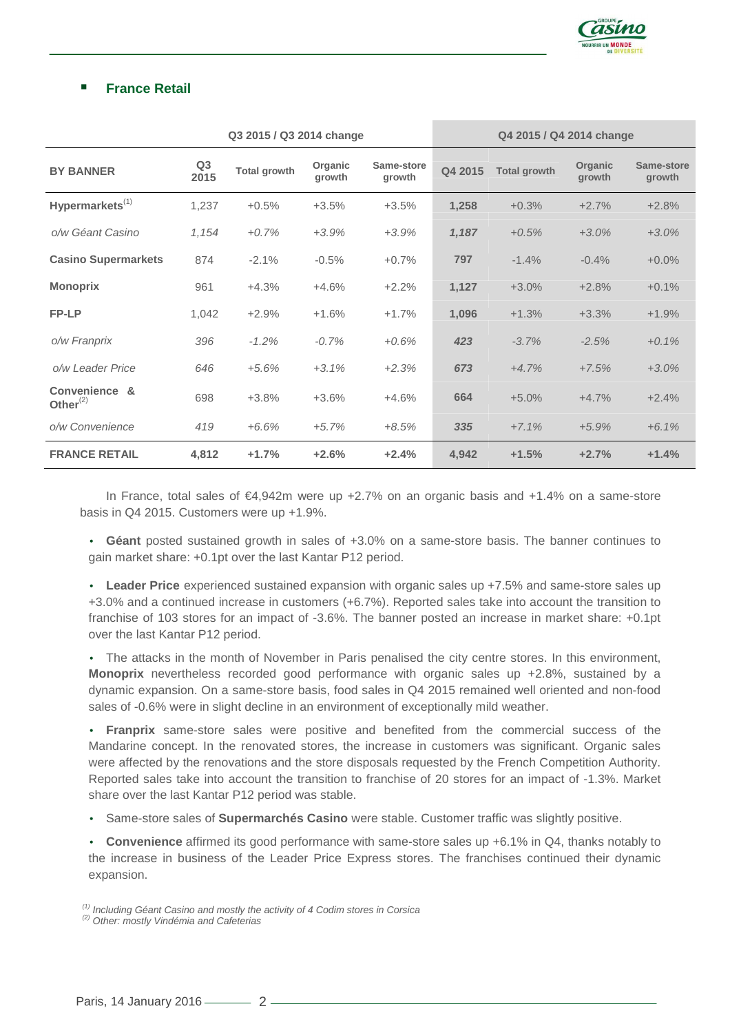## France Retail

| BY BANNER | Q3 2015 / Q3 2014 change | | | | Q4 2015 / Q4 2014 change | | | |
|---|---|---|---|---|---|---|---|---|
| | Q3 2015 | Total growth | Organic growth | Same-store growth | Q4 2015 | Total growth | Organic growth | Same-store growth |
| **Hypermarkets**[1] | 1,237 | +0.5% | +3.5% | +3.5% | **1,258** | +0.3% | +2.7% | +2.8% |
| *o/w Géant Casino* | *1,154* | *+0.7%* | *+3.9%* | *+3.9%* | ***1,187*** | *+0.5%* | *+3.0%* | *+3.0%* |
| **Casino Supermarkets** | 874 | -2.1% | -0.5% | +0.7% | **797** | -1.4% | -0.4% | +0.0% |
| **Monoprix** | 961 | +4.3% | +4.6% | +2.2% | **1,127** | +3.0% | +2.8% | +0.1% |
| **FP-LP** | 1,042 | +2.9% | +1.6% | +1.7% | **1,096** | +1.3% | +3.3% | +1.9% |
| *o/w Franprix* | *396* | *-1.2%* | *-0.7%* | *+0.6%* | ***423*** | *-3.7%* | *-2.5%* | *+0.1%* |
| *o/w Leader Price* | *646* | *+5.6%* | *+3.1%* | *+2.3%* | ***673*** | *+4.7%* | *+7.5%* | *+3.0%* |
| **Convenience & Other**[2] | 698 | +3.8% | +3.6% | +4.6% | **664** | +5.0% | +4.7% | +2.4% |
| *o/w Convenience* | *419* | *+6.6%* | *+5.7%* | *+8.5%* | ***335*** | *+7.1%* | *+5.9%* | *+6.1%* |
| **FRANCE RETAIL** | **4,812** | **+1.7%** | **+2.6%** | **+2.4%** | **4,942** | **+1.5%** | **+2.7%** | **+1.4%** |

In France, total sales of €4,942m were up +2.7% on an organic basis and +1.4% on a same-store basis in Q4 2015. Customers were up +1.9%.

- **Géant** posted sustained growth in sales of +3.0% on a same-store basis. The banner continues to gain market share: +0.1pt over the last Kantar P12 period.
- **Leader Price** experienced sustained expansion with organic sales up +7.5% and same-store sales up +3.0% and a continued increase in customers (+6.7%). Reported sales take into account the transition to franchise of 103 stores for an impact of -3.6%. The banner posted an increase in market share: +0.1pt over the last Kantar P12 period.
- The attacks in the month of November in Paris penalised the city centre stores. In this environment, **Monoprix** nevertheless recorded good performance with organic sales up +2.8%, sustained by a dynamic expansion. On a same-store basis, food sales in Q4 2015 remained well oriented and non-food sales of -0.6% were in slight decline in an environment of exceptionally mild weather.
- **Franprix** same-store sales were positive and benefited from the commercial success of the Mandarine concept. In the renovated stores, the increase in customers was significant. Organic sales were affected by the renovations and the store disposals requested by the French Competition Authority. Reported sales take into account the transition to franchise of 20 stores for an impact of -1.3%. Market share over the last Kantar P12 period was stable.
- Same-store sales of **Supermarchés Casino** were stable. Customer traffic was slightly positive.
- **Convenience** affirmed its good performance with same-store sales up +6.1% in Q4, thanks notably to the increase in business of the Leader Price Express stores. The franchises continued their dynamic expansion.

*[1] Including Géant Casino and mostly the activity of 4 Codim stores in Corsica*
*[2] Other: mostly Vindémia and Cafeterias*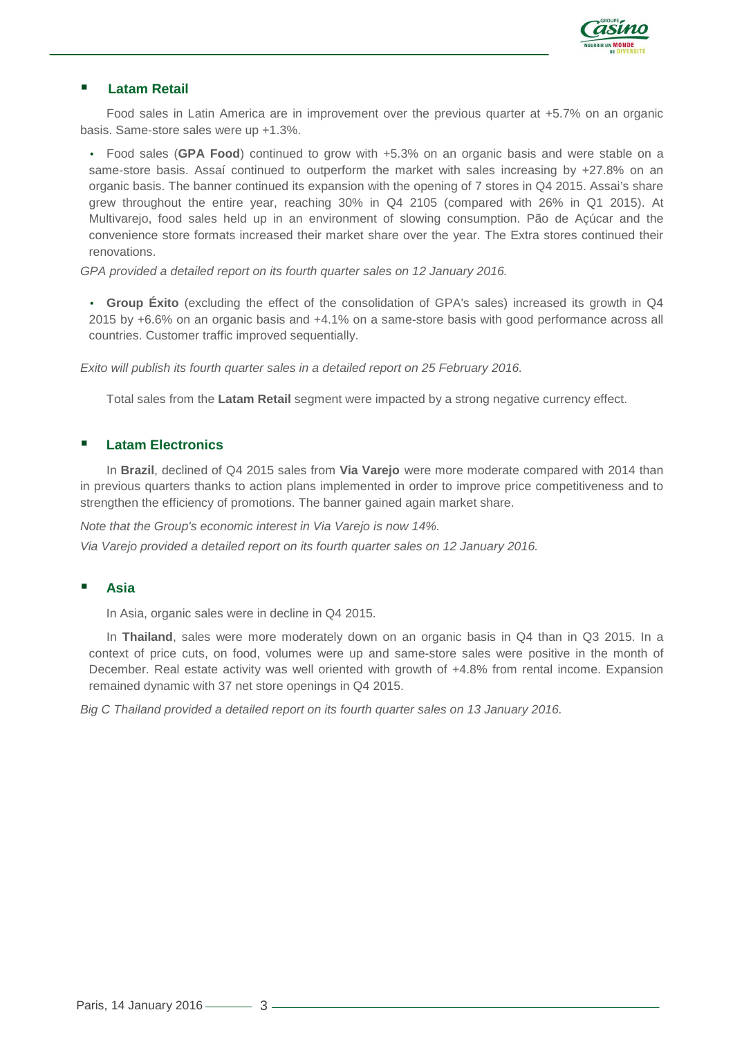## Latam Retail

Food sales in Latin America are in improvement over the previous quarter at +5.7% on an organic basis. Same-store sales were up +1.3%.

- Food sales (**GPA Food**) continued to grow with +5.3% on an organic basis and were stable on a same-store basis. Assaí continued to outperform the market with sales increasing by +27.8% on an organic basis. The banner continued its expansion with the opening of 7 stores in Q4 2015. Assai's share grew throughout the entire year, reaching 30% in Q4 2105 (compared with 26% in Q1 2015). At Multivarejo, food sales held up in an environment of slowing consumption. Pão de Açúcar and the convenience store formats increased their market share over the year. The Extra stores continued their renovations.

*GPA provided a detailed report on its fourth quarter sales on 12 January 2016.*

- **Group Éxito** (excluding the effect of the consolidation of GPA's sales) increased its growth in Q4 2015 by +6.6% on an organic basis and +4.1% on a same-store basis with good performance across all countries. Customer traffic improved sequentially.

*Exito will publish its fourth quarter sales in a detailed report on 25 February 2016.*

Total sales from the **Latam Retail** segment were impacted by a strong negative currency effect.

## Latam Electronics

In **Brazil**, declined of Q4 2015 sales from **Via Varejo** were more moderate compared with 2014 than in previous quarters thanks to action plans implemented in order to improve price competitiveness and to strengthen the efficiency of promotions. The banner gained again market share.

*Note that the Group's economic interest in Via Varejo is now 14%.*

*Via Varejo provided a detailed report on its fourth quarter sales on 12 January 2016.*

## Asia

In Asia, organic sales were in decline in Q4 2015.

In **Thailand**, sales were more moderately down on an organic basis in Q4 than in Q3 2015. In a context of price cuts, on food, volumes were up and same-store sales were positive in the month of December. Real estate activity was well oriented with growth of +4.8% from rental income. Expansion remained dynamic with 37 net store openings in Q4 2015.

*Big C Thailand provided a detailed report on its fourth quarter sales on 13 January 2016.*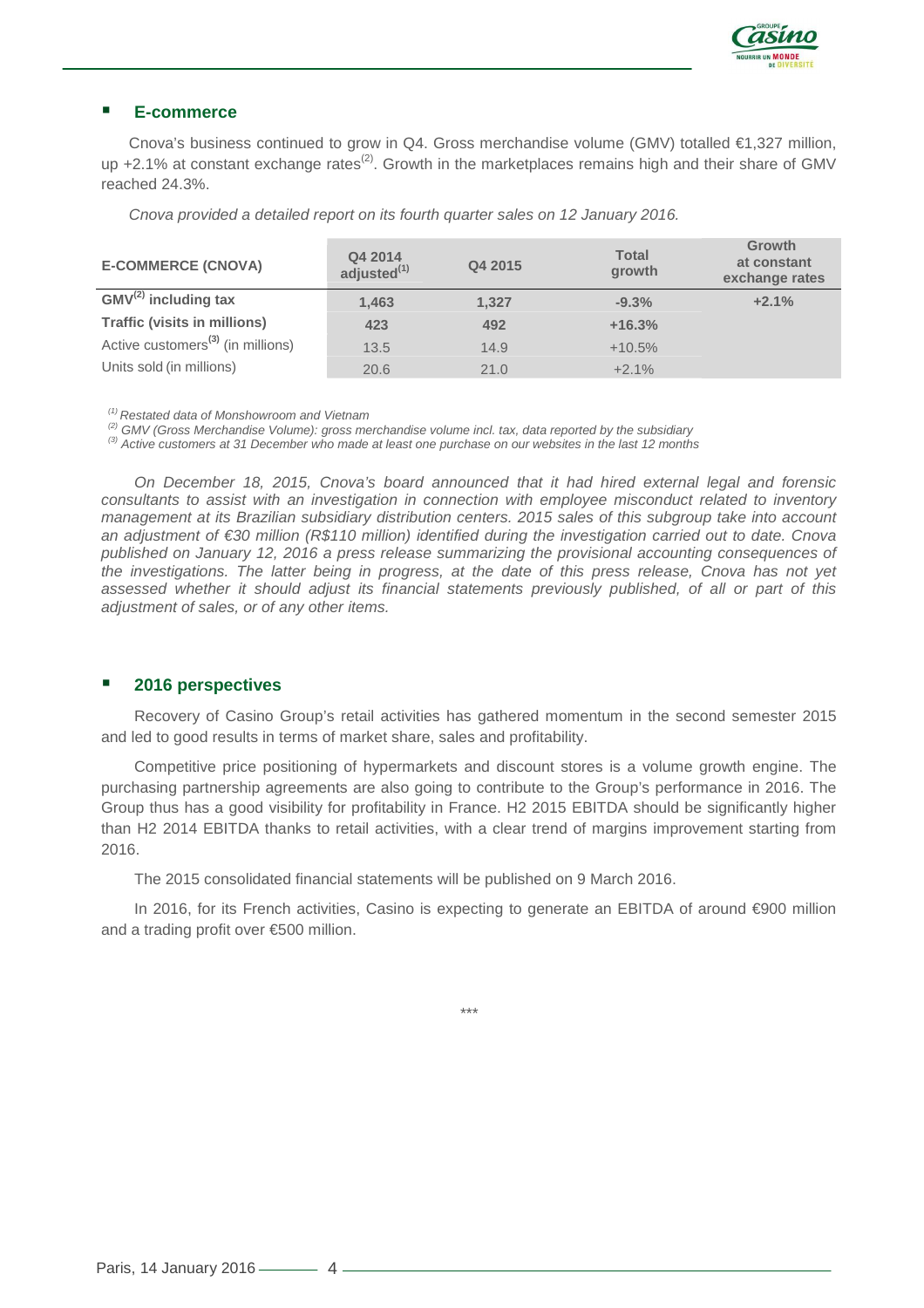## E-commerce

Cnova's business continued to grow in Q4. Gross merchandise volume (GMV) totalled €1,327 million, up +2.1% at constant exchange rates[2]. Growth in the marketplaces remains high and their share of GMV reached 24.3%.

*Cnova provided a detailed report on its fourth quarter sales on 12 January 2016.*

| E-COMMERCE (CNOVA) | Q4 2014 adjusted[1] | Q4 2015 | Total growth | Growth at constant exchange rates |
|---|---|---|---|---|
| **GMV[2] including tax** | **1,463** | **1,327** | **-9.3%** | **+2.1%** |
| **Traffic (visits in millions)** | **423** | **492** | **+16.3%** | |
| Active customers[3] (in millions) | 13.5 | 14.9 | +10.5% | |
| Units sold (in millions) | 20.6 | 21.0 | +2.1% | |

*(1) Restated data of Monshowroom and Vietnam*
*(2) GMV (Gross Merchandise Volume): gross merchandise volume incl. tax, data reported by the subsidiary*
*(3) Active customers at 31 December who made at least one purchase on our websites in the last 12 months*

*On December 18, 2015, Cnova's board announced that it had hired external legal and forensic consultants to assist with an investigation in connection with employee misconduct related to inventory management at its Brazilian subsidiary distribution centers. 2015 sales of this subgroup take into account an adjustment of €30 million (R$110 million) identified during the investigation carried out to date. Cnova published on January 12, 2016 a press release summarizing the provisional accounting consequences of the investigations. The latter being in progress, at the date of this press release, Cnova has not yet assessed whether it should adjust its financial statements previously published, of all or part of this adjustment of sales, or of any other items.*

## 2016 perspectives

Recovery of Casino Group's retail activities has gathered momentum in the second semester 2015 and led to good results in terms of market share, sales and profitability.

Competitive price positioning of hypermarkets and discount stores is a volume growth engine. The purchasing partnership agreements are also going to contribute to the Group's performance in 2016. The Group thus has a good visibility for profitability in France. H2 2015 EBITDA should be significantly higher than H2 2014 EBITDA thanks to retail activities, with a clear trend of margins improvement starting from 2016.

The 2015 consolidated financial statements will be published on 9 March 2016.

In 2016, for its French activities, Casino is expecting to generate an EBITDA of around €900 million and a trading profit over €500 million.

\*\*\*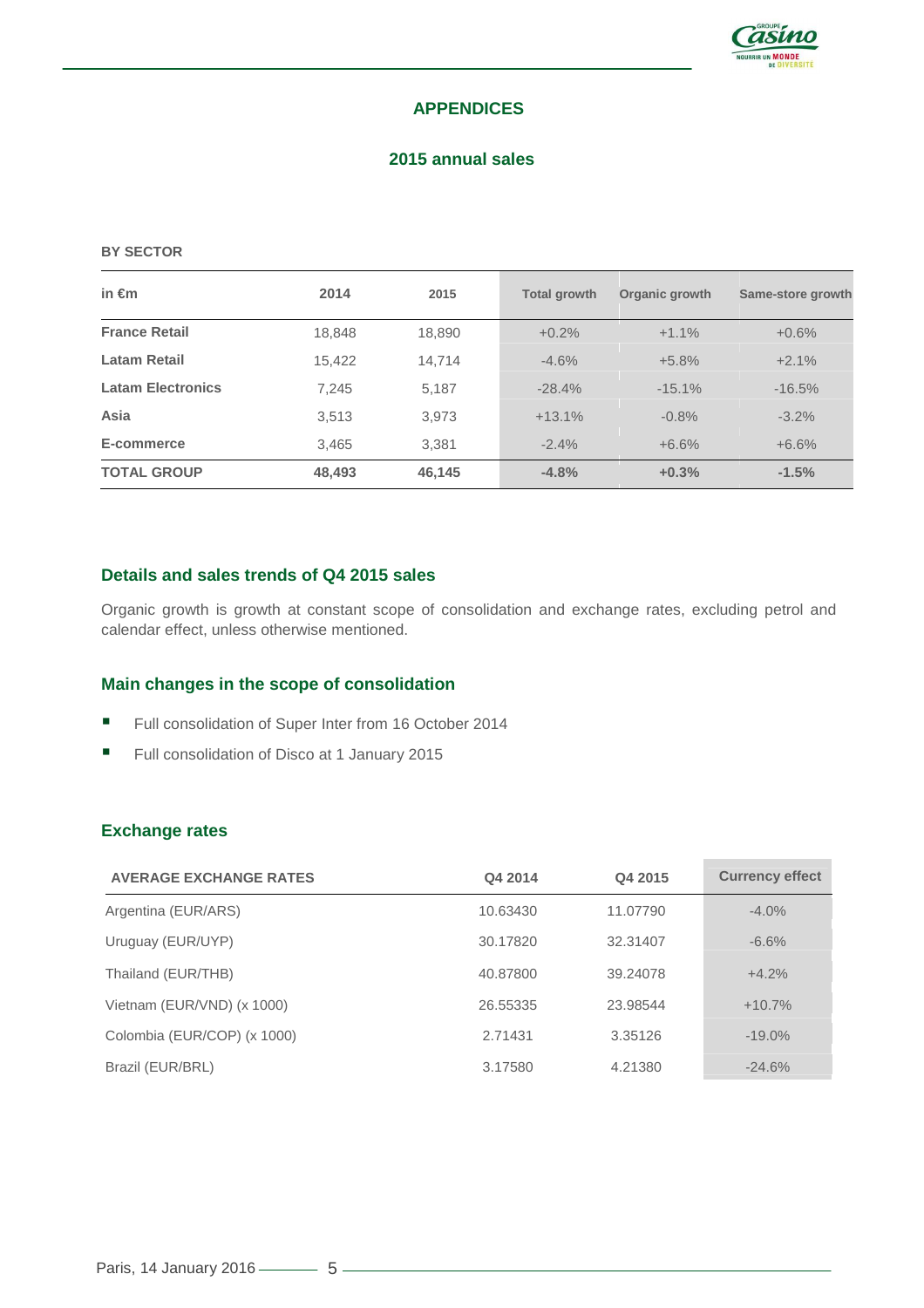## APPENDICES

### 2015 annual sales

**BY SECTOR**

| in €m | 2014 | 2015 | Total growth | Organic growth | Same-store growth |
|---|---|---|---|---|---|
| **France Retail** | 18,848 | 18,890 | +0.2% | +1.1% | +0.6% |
| **Latam Retail** | 15,422 | 14,714 | -4.6% | +5.8% | +2.1% |
| **Latam Electronics** | 7,245 | 5,187 | -28.4% | -15.1% | -16.5% |
| **Asia** | 3,513 | 3,973 | +13.1% | -0.8% | -3.2% |
| **E-commerce** | 3,465 | 3,381 | -2.4% | +6.6% | +6.6% |
| **TOTAL GROUP** | **48,493** | **46,145** | **-4.8%** | **+0.3%** | **-1.5%** |

### Details and sales trends of Q4 2015 sales

Organic growth is growth at constant scope of consolidation and exchange rates, excluding petrol and calendar effect, unless otherwise mentioned.

### Main changes in the scope of consolidation

- Full consolidation of Super Inter from 16 October 2014
- Full consolidation of Disco at 1 January 2015

### Exchange rates

| AVERAGE EXCHANGE RATES | Q4 2014 | Q4 2015 | Currency effect |
|---|---|---|---|
| Argentina (EUR/ARS) | 10.63430 | 11.07790 | -4.0% |
| Uruguay (EUR/UYP) | 30.17820 | 32.31407 | -6.6% |
| Thailand (EUR/THB) | 40.87800 | 39.24078 | +4.2% |
| Vietnam (EUR/VND) (x 1000) | 26.55335 | 23.98544 | +10.7% |
| Colombia (EUR/COP) (x 1000) | 2.71431 | 3.35126 | -19.0% |
| Brazil (EUR/BRL) | 3.17580 | 4.21380 | -24.6% |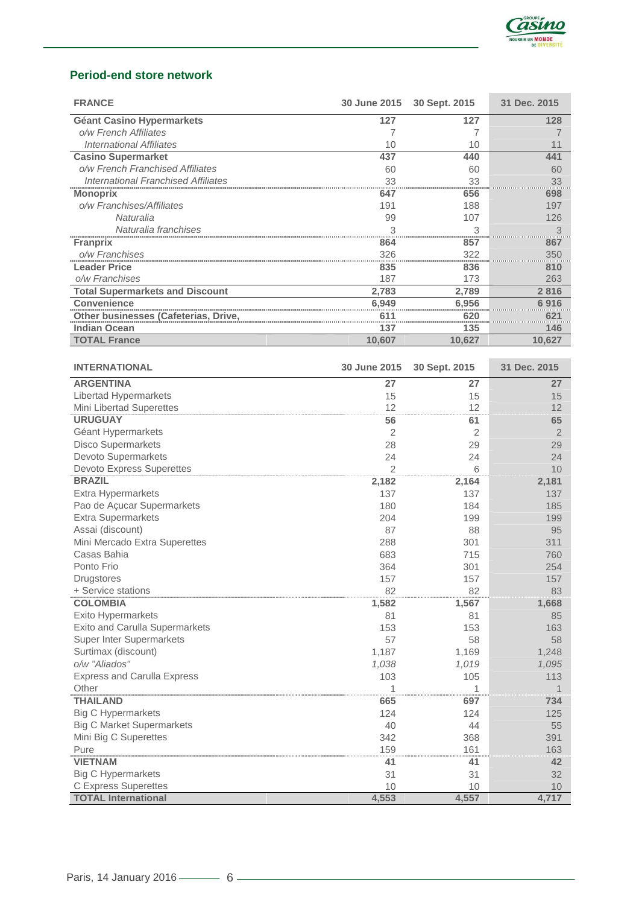## Period-end store network

| FRANCE | 30 June 2015 | 30 Sept. 2015 | 31 Dec. 2015 |
|---|---|---|---|
| **Géant Casino Hypermarkets** | **127** | **127** | **128** |
| *o/w French Affiliates* | 7 | 7 | 7 |
| *International Affiliates* | 10 | 10 | 11 |
| **Casino Supermarket** | **437** | **440** | **441** |
| *o/w French Franchised Affiliates* | 60 | 60 | 60 |
| *International Franchised Affiliates* | 33 | 33 | 33 |
| **Monoprix** | **647** | **656** | **698** |
| *o/w Franchises/Affiliates* | 191 | 188 | 197 |
| *Naturalia* | 99 | 107 | 126 |
| *Naturalia franchises* | 3 | 3 | 3 |
| **Franprix** | **864** | **857** | **867** |
| *o/w Franchises* | 326 | 322 | 350 |
| **Leader Price** | **835** | **836** | **810** |
| *o/w Franchises* | 187 | 173 | 263 |
| **Total Supermarkets and Discount** | **2,783** | **2,789** | **2 816** |
| **Convenience** | **6,949** | **6,956** | **6 916** |
| **Other businesses (Cafeterias, Drive,** | **611** | **620** | **621** |
| **Indian Ocean** | **137** | **135** | **146** |
| **TOTAL France** | **10,607** | **10,627** | **10,627** |

| INTERNATIONAL | 30 June 2015 | 30 Sept. 2015 | 31 Dec. 2015 |
|---|---|---|---|
| **ARGENTINA** | **27** | **27** | **27** |
| Libertad Hypermarkets | 15 | 15 | 15 |
| Mini Libertad Superettes | 12 | 12 | 12 |
| **URUGUAY** | **56** | **61** | **65** |
| Géant Hypermarkets | 2 | 2 | 2 |
| Disco Supermarkets | 28 | 29 | 29 |
| Devoto Supermarkets | 24 | 24 | 24 |
| Devoto Express Superettes | 2 | 6 | 10 |
| **BRAZIL** | **2,182** | **2,164** | **2,181** |
| Extra Hypermarkets | 137 | 137 | 137 |
| Pao de Açucar Supermarkets | 180 | 184 | 185 |
| Extra Supermarkets | 204 | 199 | 199 |
| Assai (discount) | 87 | 88 | 95 |
| Mini Mercado Extra Superettes | 288 | 301 | 311 |
| Casas Bahia | 683 | 715 | 760 |
| Ponto Frio | 364 | 301 | 254 |
| Drugstores | 157 | 157 | 157 |
| + Service stations | 82 | 82 | 83 |
| **COLOMBIA** | **1,582** | **1,567** | **1,668** |
| Exito Hypermarkets | 81 | 81 | 85 |
| Exito and Carulla Supermarkets | 153 | 153 | 163 |
| Super Inter Supermarkets | 57 | 58 | 58 |
| Surtimax (discount) | 1,187 | 1,169 | 1,248 |
| *o/w "Aliados"* | *1,038* | *1,019* | *1,095* |
| Express and Carulla Express | 103 | 105 | 113 |
| Other | 1 | 1 | 1 |
| **THAILAND** | **665** | **697** | **734** |
| Big C Hypermarkets | 124 | 124 | 125 |
| Big C Market Supermarkets | 40 | 44 | 55 |
| Mini Big C Superettes | 342 | 368 | 391 |
| Pure | 159 | 161 | 163 |
| **VIETNAM** | **41** | **41** | **42** |
| Big C Hypermarkets | 31 | 31 | 32 |
| C Express Superettes | 10 | 10 | 10 |
| **TOTAL International** | **4,553** | **4,557** | **4,717** |

Paris, 14 January 2016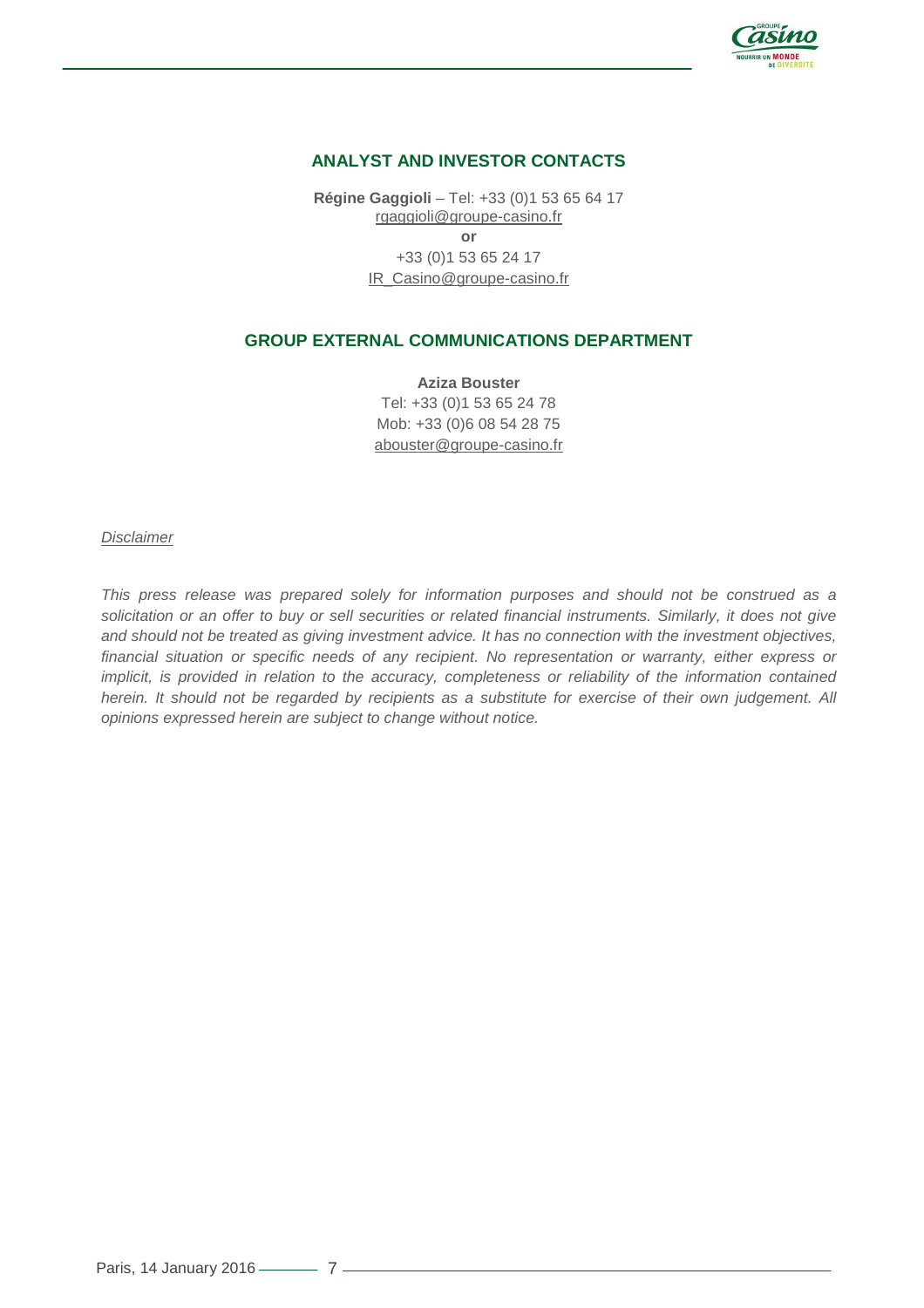## ANALYST AND INVESTOR CONTACTS

**Régine Gaggioli** – Tel: +33 (0)1 53 65 64 17
rgaggioli@groupe-casino.fr
**or**
+33 (0)1 53 65 24 17
IR_Casino@groupe-casino.fr

## GROUP EXTERNAL COMMUNICATIONS DEPARTMENT

**Aziza Bouster**
Tel: +33 (0)1 53 65 24 78
Mob: +33 (0)6 08 54 28 75
abouster@groupe-casino.fr

*Disclaimer*

*This press release was prepared solely for information purposes and should not be construed as a solicitation or an offer to buy or sell securities or related financial instruments. Similarly, it does not give and should not be treated as giving investment advice. It has no connection with the investment objectives, financial situation or specific needs of any recipient. No representation or warranty, either express or implicit, is provided in relation to the accuracy, completeness or reliability of the information contained herein. It should not be regarded by recipients as a substitute for exercise of their own judgement. All opinions expressed herein are subject to change without notice.*